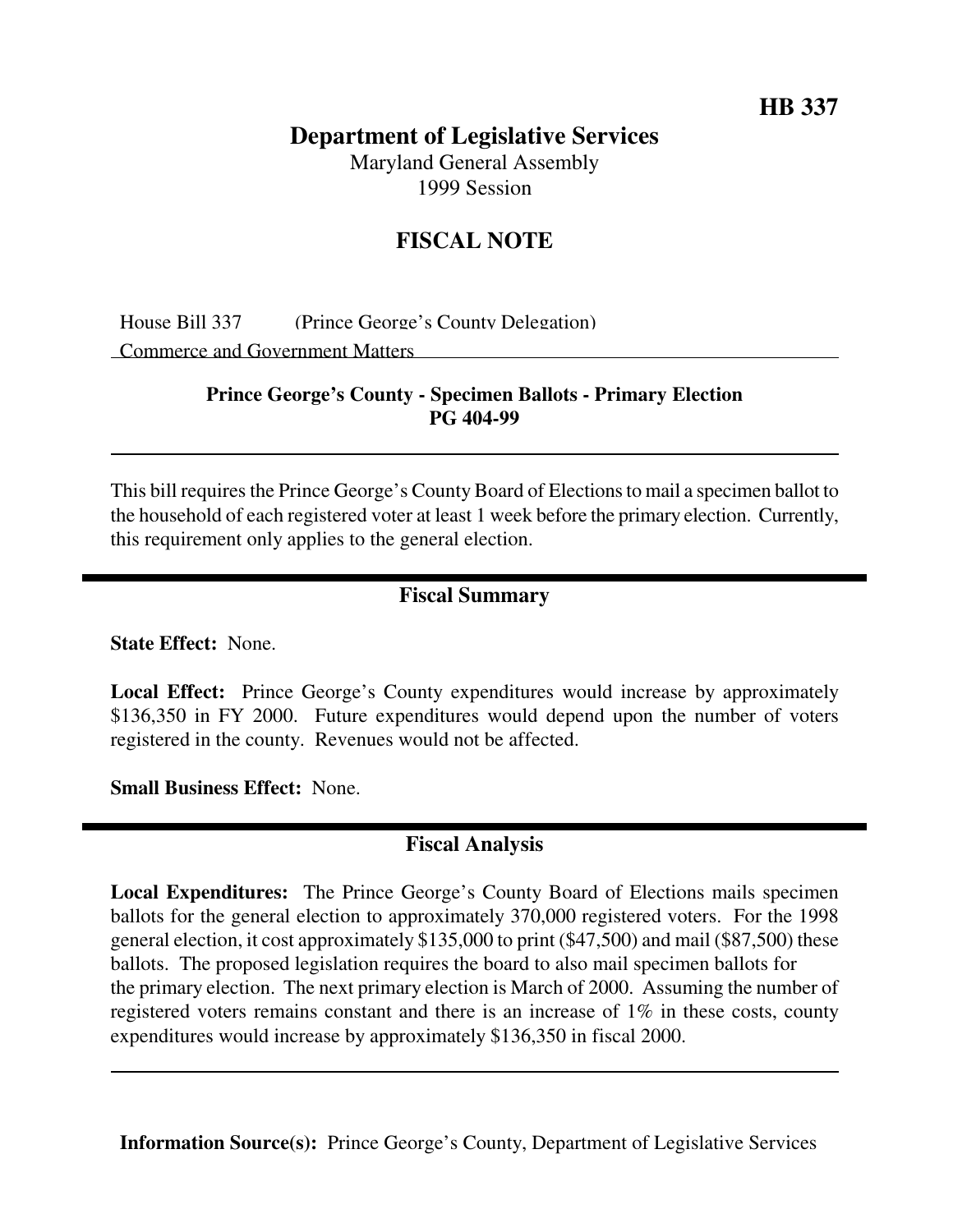**HB 337**

# Department of Legislative Services

Maryland General Assembly
1999 Session

## FISCAL NOTE

House Bill 337 (Prince George's County Delegation)
Commerce and Government Matters

**Prince George's County - Specimen Ballots - Primary Election**
**PG 404-99**

This bill requires the Prince George's County Board of Elections to mail a specimen ballot to the household of each registered voter at least 1 week before the primary election. Currently, this requirement only applies to the general election.

## Fiscal Summary

**State Effect:** None.

**Local Effect:** Prince George's County expenditures would increase by approximately $136,350 in FY 2000. Future expenditures would depend upon the number of voters registered in the county. Revenues would not be affected.

**Small Business Effect:** None.

## Fiscal Analysis

**Local Expenditures:** The Prince George's County Board of Elections mails specimen ballots for the general election to approximately 370,000 registered voters. For the 1998 general election, it cost approximately $135,000 to print ($47,500) and mail ($87,500) these ballots. The proposed legislation requires the board to also mail specimen ballots for the primary election. The next primary election is March of 2000. Assuming the number of registered voters remains constant and there is an increase of 1% in these costs, county expenditures would increase by approximately $136,350 in fiscal 2000.

**Information Source(s):** Prince George's County, Department of Legislative Services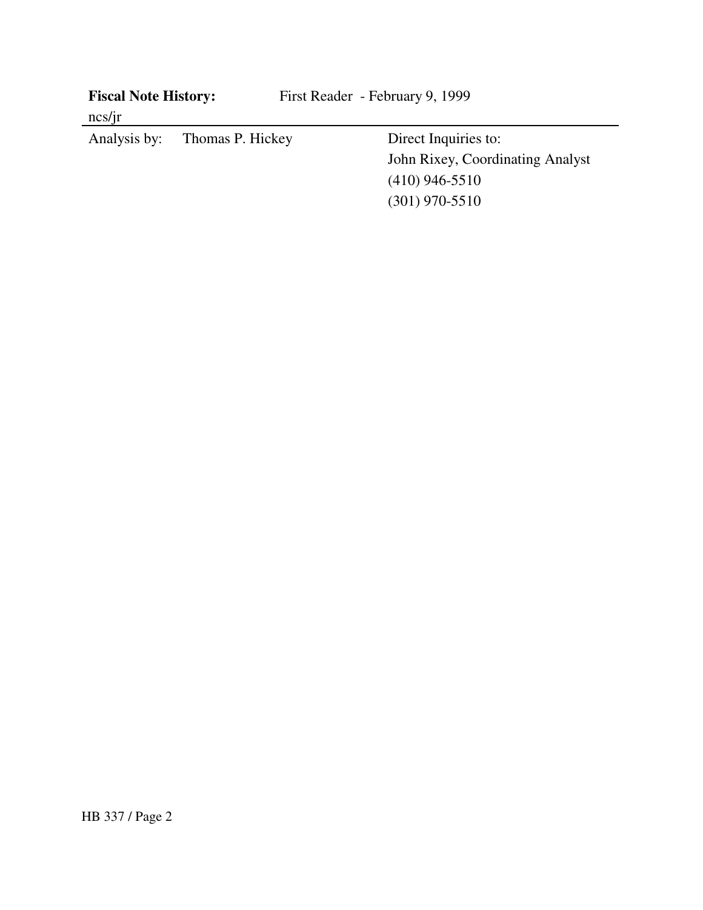**Fiscal Note History:** First Reader - February 9, 1999

ncs/jr

---

Analysis by: Thomas P. Hickey

Direct Inquiries to:
John Rixey, Coordinating Analyst
(410) 946-5510
(301) 970-5510